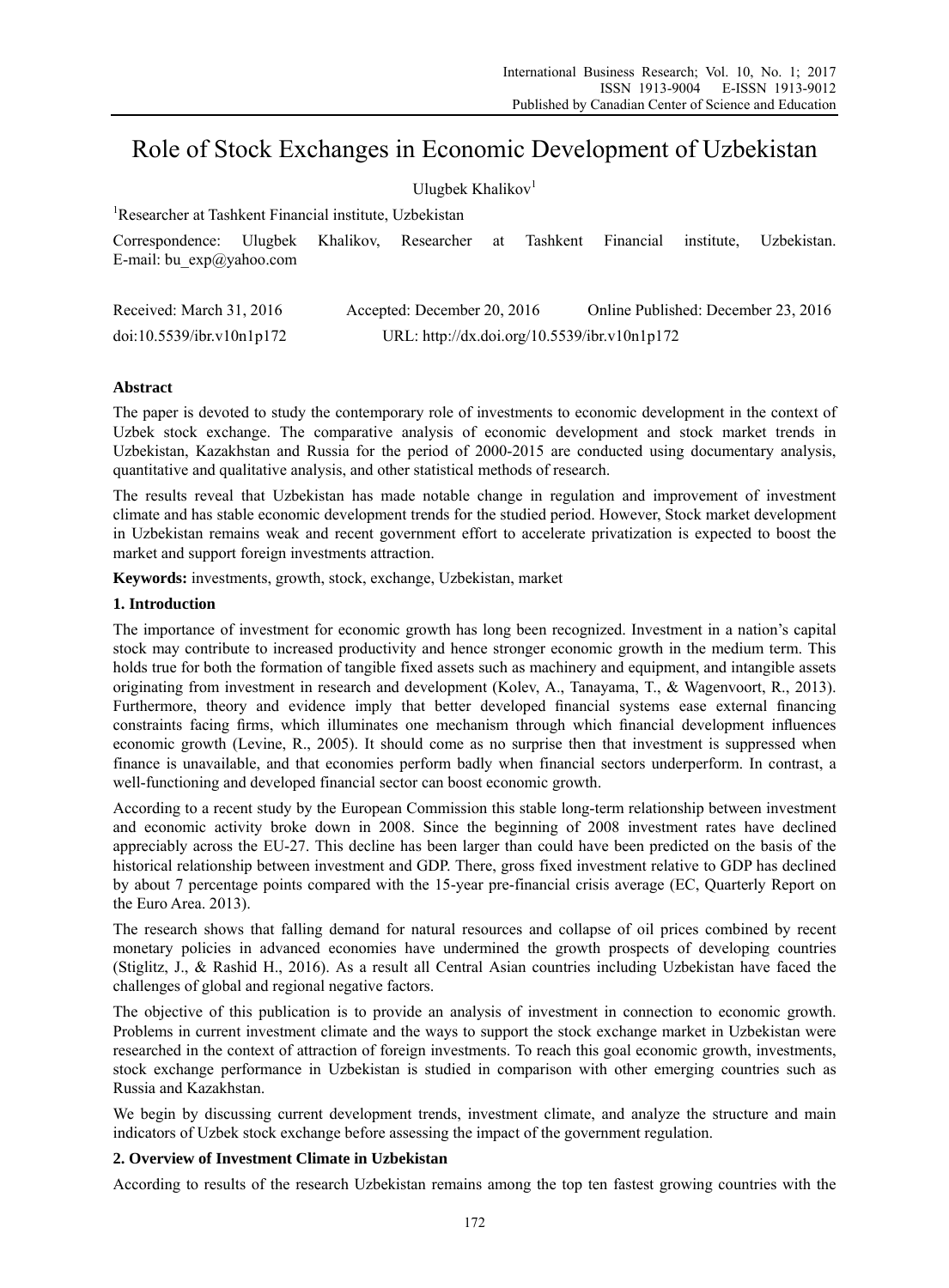# Role of Stock Exchanges in Economic Development of Uzbekistan

Ulugbek Khalikov[1]

[1]Researcher at Tashkent Financial institute, Uzbekistan

Correspondence: Ulugbek Khalikov, Researcher at Tashkent Financial institute, Uzbekistan. E-mail: bu_exp@yahoo.com

Received: March 31, 2016 Accepted: December 20, 2016 Online Published: December 23, 2016

doi:10.5539/ibr.v10n1p172 URL: http://dx.doi.org/10.5539/ibr.v10n1p172

## Abstract

The paper is devoted to study the contemporary role of investments to economic development in the context of Uzbek stock exchange. The comparative analysis of economic development and stock market trends in Uzbekistan, Kazakhstan and Russia for the period of 2000-2015 are conducted using documentary analysis, quantitative and qualitative analysis, and other statistical methods of research.

The results reveal that Uzbekistan has made notable change in regulation and improvement of investment climate and has stable economic development trends for the studied period. However, Stock market development in Uzbekistan remains weak and recent government effort to accelerate privatization is expected to boost the market and support foreign investments attraction.

**Keywords:** investments, growth, stock, exchange, Uzbekistan, market

## 1. Introduction

The importance of investment for economic growth has long been recognized. Investment in a nation's capital stock may contribute to increased productivity and hence stronger economic growth in the medium term. This holds true for both the formation of tangible fixed assets such as machinery and equipment, and intangible assets originating from investment in research and development (Kolev, A., Tanayama, T., & Wagenvoort, R., 2013). Furthermore, theory and evidence imply that better developed financial systems ease external financing constraints facing firms, which illuminates one mechanism through which financial development influences economic growth (Levine, R., 2005). It should come as no surprise then that investment is suppressed when finance is unavailable, and that economies perform badly when financial sectors underperform. In contrast, a well-functioning and developed financial sector can boost economic growth.

According to a recent study by the European Commission this stable long-term relationship between investment and economic activity broke down in 2008. Since the beginning of 2008 investment rates have declined appreciably across the EU-27. This decline has been larger than could have been predicted on the basis of the historical relationship between investment and GDP. There, gross fixed investment relative to GDP has declined by about 7 percentage points compared with the 15-year pre-financial crisis average (EC, Quarterly Report on the Euro Area. 2013).

The research shows that falling demand for natural resources and collapse of oil prices combined by recent monetary policies in advanced economies have undermined the growth prospects of developing countries (Stiglitz, J., & Rashid H., 2016). As a result all Central Asian countries including Uzbekistan have faced the challenges of global and regional negative factors.

The objective of this publication is to provide an analysis of investment in connection to economic growth. Problems in current investment climate and the ways to support the stock exchange market in Uzbekistan were researched in the context of attraction of foreign investments. To reach this goal economic growth, investments, stock exchange performance in Uzbekistan is studied in comparison with other emerging countries such as Russia and Kazakhstan.

We begin by discussing current development trends, investment climate, and analyze the structure and main indicators of Uzbek stock exchange before assessing the impact of the government regulation.

## 2. Overview of Investment Climate in Uzbekistan

According to results of the research Uzbekistan remains among the top ten fastest growing countries with the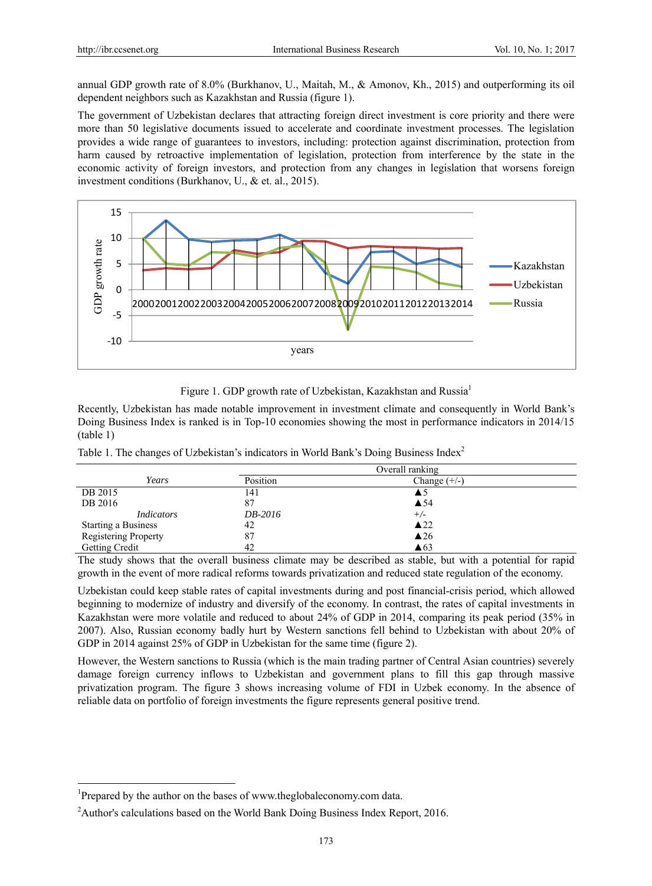annual GDP growth rate of 8.0% (Burkhanov, U., Maitah, M., & Amonov, Kh., 2015) and outperforming its oil dependent neighbors such as Kazakhstan and Russia (figure 1).

The government of Uzbekistan declares that attracting foreign direct investment is core priority and there were more than 50 legislative documents issued to accelerate and coordinate investment processes. The legislation provides a wide range of guarantees to investors, including: protection against discrimination, protection from harm caused by retroactive implementation of legislation, protection from interference by the state in the economic activity of foreign investors, and protection from any changes in legislation that worsens foreign investment conditions (Burkhanov, U., & et. al., 2015).

Figure 1. GDP growth rate of Uzbekistan, Kazakhstan and Russia[1]

Recently, Uzbekistan has made notable improvement in investment climate and consequently in World Bank's Doing Business Index is ranked is in Top-10 economies showing the most in performance indicators in 2014/15 (table 1)

Table 1. The changes of Uzbekistan's indicators in World Bank's Doing Business Index[2]

| | Overall ranking | |
|---|---|---|
| *Years* | Position | Change (+/-) |
| DB 2015 | 141 | ▲5 |
| DB 2016 | 87 | ▲54 |
| *Indicators* | *DB-2016* | +/- |
| Starting a Business | 42 | ▲22 |
| Registering Property | 87 | ▲26 |
| Getting Credit | 42 | ▲63 |

The study shows that the overall business climate may be described as stable, but with a potential for rapid growth in the event of more radical reforms towards privatization and reduced state regulation of the economy.

Uzbekistan could keep stable rates of capital investments during and post financial-crisis period, which allowed beginning to modernize of industry and diversify of the economy. In contrast, the rates of capital investments in Kazakhstan were more volatile and reduced to about 24% of GDP in 2014, comparing its peak period (35% in 2007). Also, Russian economy badly hurt by Western sanctions fell behind to Uzbekistan with about 20% of GDP in 2014 against 25% of GDP in Uzbekistan for the same time (figure 2).

However, the Western sanctions to Russia (which is the main trading partner of Central Asian countries) severely damage foreign currency inflows to Uzbekistan and government plans to fill this gap through massive privatization program. The figure 3 shows increasing volume of FDI in Uzbek economy. In the absence of reliable data on portfolio of foreign investments the figure represents general positive trend.

---

[1]Prepared by the author on the bases of www.theglobaleconomy.com data.

[2]Author's calculations based on the World Bank Doing Business Index Report, 2016.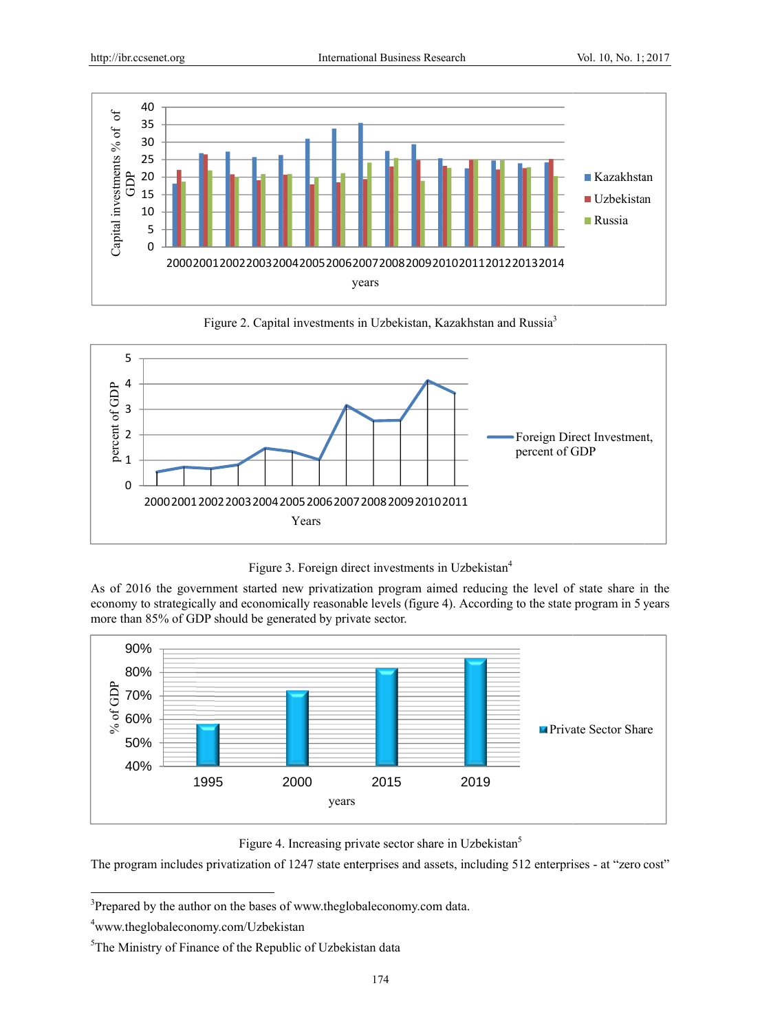Figure 2. Capital investments in Uzbekistan, Kazakhstan and Russia[3]

Figure 3. Foreign direct investments in Uzbekistan[4]

As of 2016 the government started new privatization program aimed reducing the level of state share in the economy to strategically and economically reasonable levels (figure 4). According to the state program in 5 years more than 85% of GDP should be generated by private sector.

Figure 4. Increasing private sector share in Uzbekistan[5]

The program includes privatization of 1247 state enterprises and assets, including 512 enterprises - at "zero cost"

---

[3]Prepared by the author on the bases of www.theglobaleconomy.com data.

[4]www.theglobaleconomy.com/Uzbekistan

[5]The Ministry of Finance of the Republic of Uzbekistan data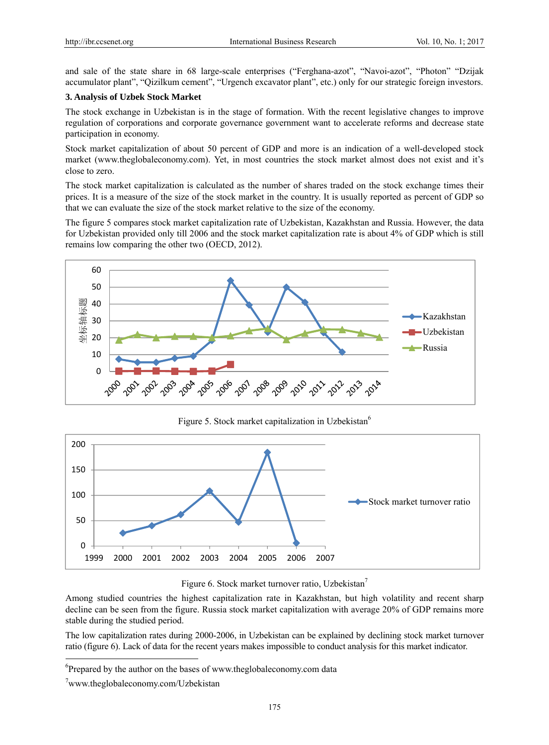and sale of the state share in 68 large-scale enterprises ("Ferghana-azot", "Navoi-azot", "Photon" "Dzijak accumulator plant", "Qizilkum cement", "Urgench excavator plant", etc.) only for our strategic foreign investors.

### 3. Analysis of Uzbek Stock Market

The stock exchange in Uzbekistan is in the stage of formation. With the recent legislative changes to improve regulation of corporations and corporate governance government want to accelerate reforms and decrease state participation in economy.

Stock market capitalization of about 50 percent of GDP and more is an indication of a well-developed stock market (www.theglobaleconomy.com). Yet, in most countries the stock market almost does not exist and it's close to zero.

The stock market capitalization is calculated as the number of shares traded on the stock exchange times their prices. It is a measure of the size of the stock market in the country. It is usually reported as percent of GDP so that we can evaluate the size of the stock market relative to the size of the economy.

The figure 5 compares stock market capitalization rate of Uzbekistan, Kazakhstan and Russia. However, the data for Uzbekistan provided only till 2006 and the stock market capitalization rate is about 4% of GDP which is still remains low comparing the other two (OECD, 2012).

Figure 5. Stock market capitalization in Uzbekistan[6]

Figure 6. Stock market turnover ratio, Uzbekistan[7]

Among studied countries the highest capitalization rate in Kazakhstan, but high volatility and recent sharp decline can be seen from the figure. Russia stock market capitalization with average 20% of GDP remains more stable during the studied period.

The low capitalization rates during 2000-2006, in Uzbekistan can be explained by declining stock market turnover ratio (figure 6). Lack of data for the recent years makes impossible to conduct analysis for this market indicator.

---

[6]Prepared by the author on the bases of www.theglobaleconomy.com data

[7]www.theglobaleconomy.com/Uzbekistan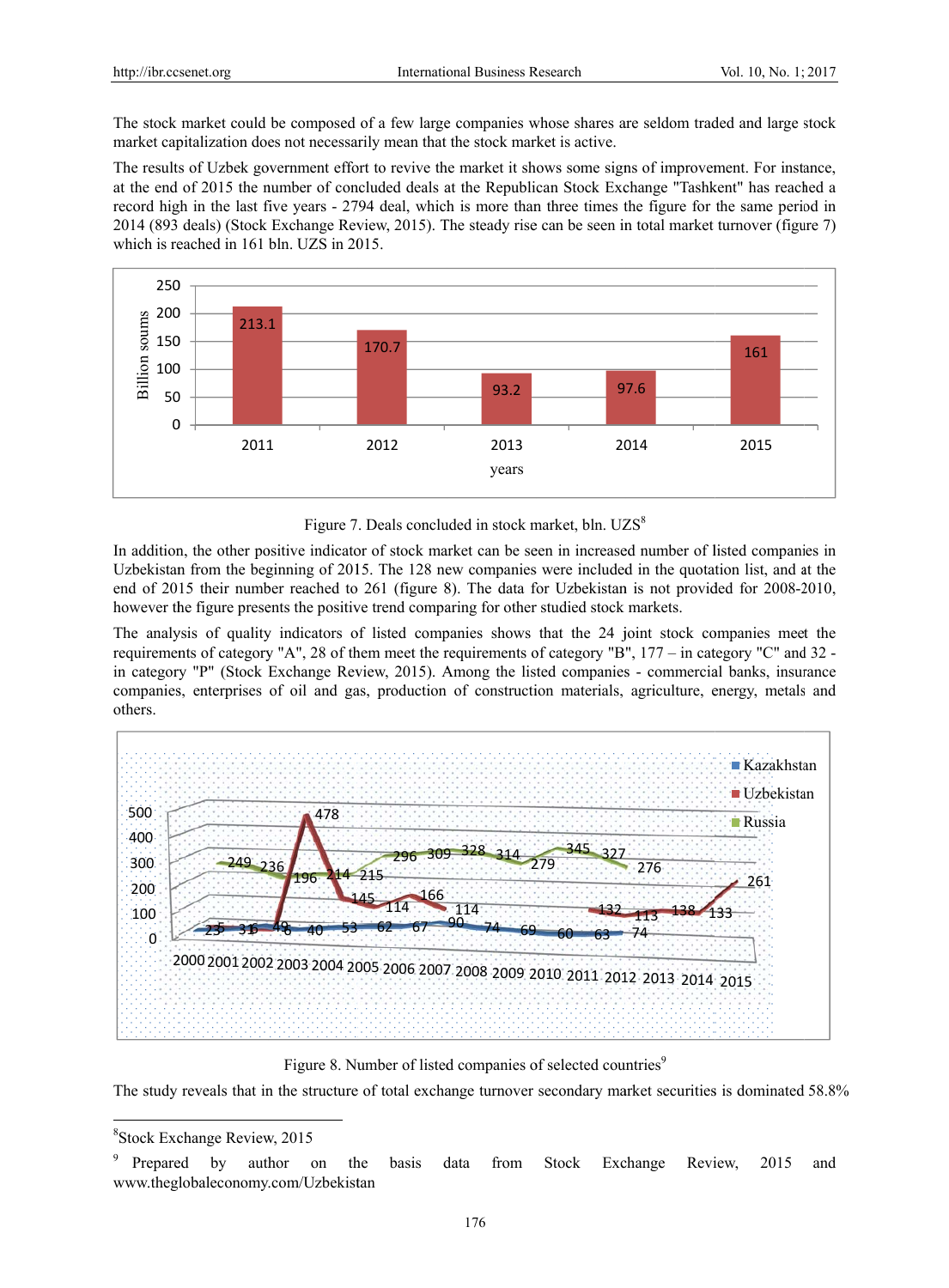The stock market could be composed of a few large companies whose shares are seldom traded and large stock market capitalization does not necessarily mean that the stock market is active.

The results of Uzbek government effort to revive the market it shows some signs of improvement. For instance, at the end of 2015 the number of concluded deals at the Republican Stock Exchange "Tashkent" has reached a record high in the last five years - 2794 deal, which is more than three times the figure for the same period in 2014 (893 deals) (Stock Exchange Review, 2015). The steady rise can be seen in total market turnover (figure 7) which is reached in 161 bln. UZS in 2015.

Figure 7. Deals concluded in stock market, bln. UZS[8]

In addition, the other positive indicator of stock market can be seen in increased number of listed companies in Uzbekistan from the beginning of 2015. The 128 new companies were included in the quotation list, and at the end of 2015 their number reached to 261 (figure 8). The data for Uzbekistan is not provided for 2008-2010, however the figure presents the positive trend comparing for other studied stock markets.

The analysis of quality indicators of listed companies shows that the 24 joint stock companies meet the requirements of category "A", 28 of them meet the requirements of category "B", 177 – in category "C" and 32 - in category "P" (Stock Exchange Review, 2015). Among the listed companies - commercial banks, insurance companies, enterprises of oil and gas, production of construction materials, agriculture, energy, metals and others.

Figure 8. Number of listed companies of selected countries[9]

The study reveals that in the structure of total exchange turnover secondary market securities is dominated 58.8%

---

[8] Stock Exchange Review, 2015

[9] Prepared by author on the basis data from Stock Exchange Review, 2015 and www.theglobaleconomy.com/Uzbekistan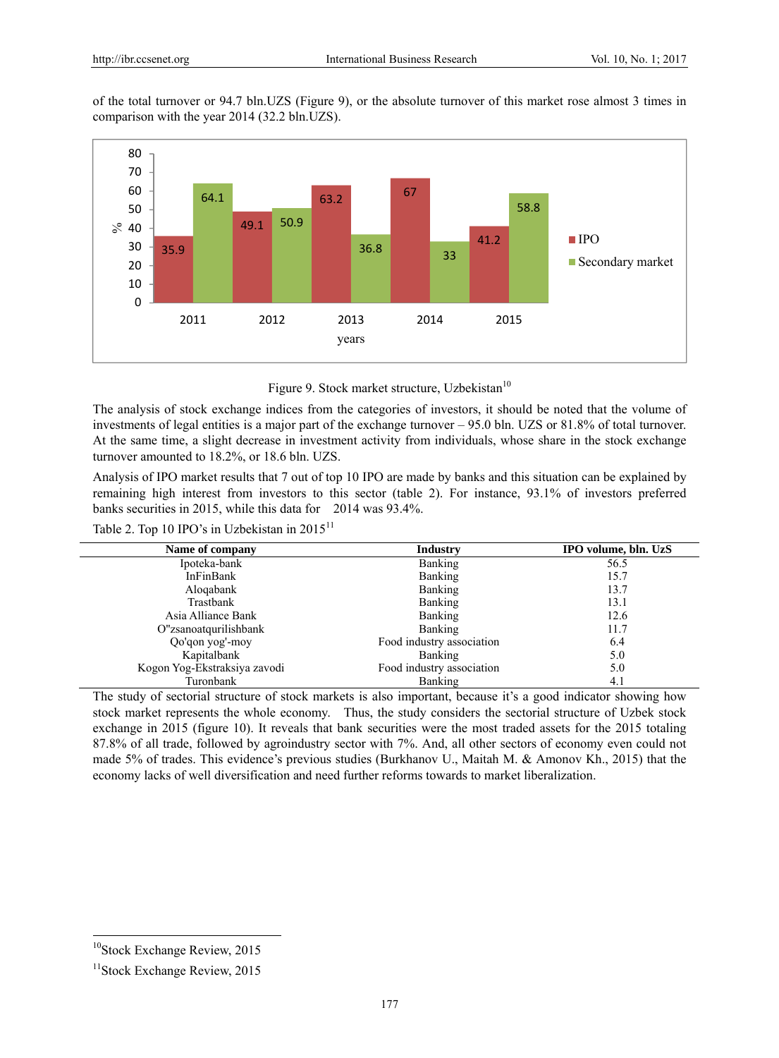of the total turnover or 94.7 bln.UZS (Figure 9), or the absolute turnover of this market rose almost 3 times in comparison with the year 2014 (32.2 bln.UZS).

Figure 9. Stock market structure, Uzbekistan[10]

The analysis of stock exchange indices from the categories of investors, it should be noted that the volume of investments of legal entities is a major part of the exchange turnover – 95.0 bln. UZS or 81.8% of total turnover. At the same time, a slight decrease in investment activity from individuals, whose share in the stock exchange turnover amounted to 18.2%, or 18.6 bln. UZS.

Analysis of IPO market results that 7 out of top 10 IPO are made by banks and this situation can be explained by remaining high interest from investors to this sector (table 2). For instance, 93.1% of investors preferred banks securities in 2015, while this data for 2014 was 93.4%.

Table 2. Top 10 IPO's in Uzbekistan in 2015[11]

| Name of company | Industry | IPO volume, bln. UzS |
|---|---|---|
| Ipoteka-bank | Banking | 56.5 |
| InFinBank | Banking | 15.7 |
| Aloqabank | Banking | 13.7 |
| Trastbank | Banking | 13.1 |
| Asia Alliance Bank | Banking | 12.6 |
| O"zsanoatqurilishbank | Banking | 11.7 |
| Qo'qon yog'-moy | Food industry association | 6.4 |
| Kapitalbank | Banking | 5.0 |
| Kogon Yog-Ekstraksiya zavodi | Food industry association | 5.0 |
| Turonbank | Banking | 4.1 |

The study of sectorial structure of stock markets is also important, because it's a good indicator showing how stock market represents the whole economy. Thus, the study considers the sectorial structure of Uzbek stock exchange in 2015 (figure 10). It reveals that bank securities were the most traded assets for the 2015 totaling 87.8% of all trade, followed by agroindustry sector with 7%. And, all other sectors of economy even could not made 5% of trades. This evidence's previous studies (Burkhanov U., Maitah M. & Amonov Kh., 2015) that the economy lacks of well diversification and need further reforms towards to market liberalization.

[10] Stock Exchange Review, 2015

[11] Stock Exchange Review, 2015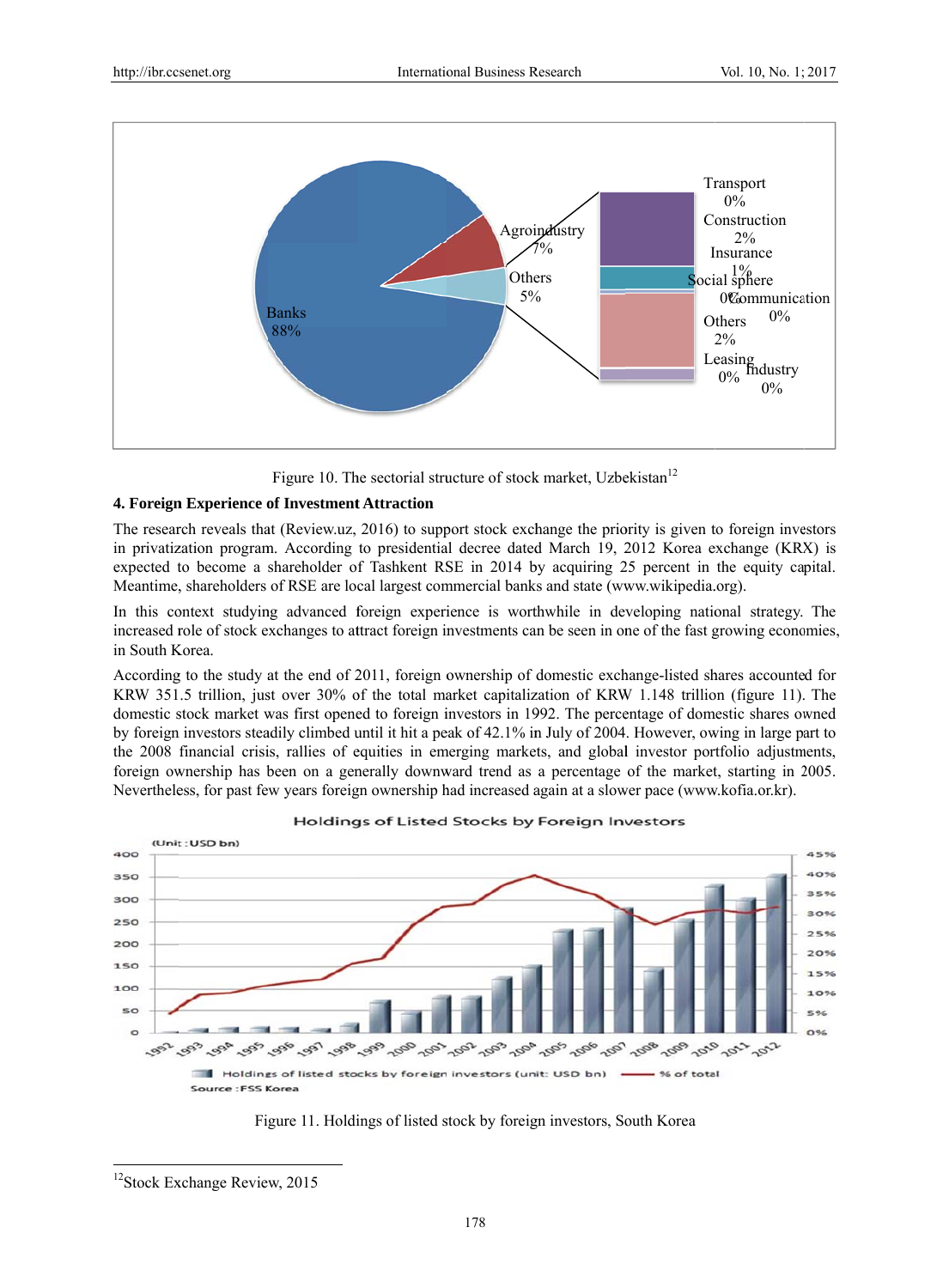Figure 10. The sectorial structure of stock market, Uzbekistan[12]

### 4. Foreign Experience of Investment Attraction

The research reveals that (Review.uz, 2016) to support stock exchange the priority is given to foreign investors in privatization program. According to presidential decree dated March 19, 2012 Korea exchange (KRX) is expected to become a shareholder of Tashkent RSE in 2014 by acquiring 25 percent in the equity capital. Meantime, shareholders of RSE are local largest commercial banks and state (www.wikipedia.org).

In this context studying advanced foreign experience is worthwhile in developing national strategy. The increased role of stock exchanges to attract foreign investments can be seen in one of the fast growing economies, in South Korea.

According to the study at the end of 2011, foreign ownership of domestic exchange-listed shares accounted for KRW 351.5 trillion, just over 30% of the total market capitalization of KRW 1.148 trillion (figure 11). The domestic stock market was first opened to foreign investors in 1992. The percentage of domestic shares owned by foreign investors steadily climbed until it hit a peak of 42.1% in July of 2004. However, owing in large part to the 2008 financial crisis, rallies of equities in emerging markets, and global investor portfolio adjustments, foreign ownership has been on a generally downward trend as a percentage of the market, starting in 2005. Nevertheless, for past few years foreign ownership had increased again at a slower pace (www.kofia.or.kr).

Figure 11. Holdings of listed stock by foreign investors, South Korea

---

[12] Stock Exchange Review, 2015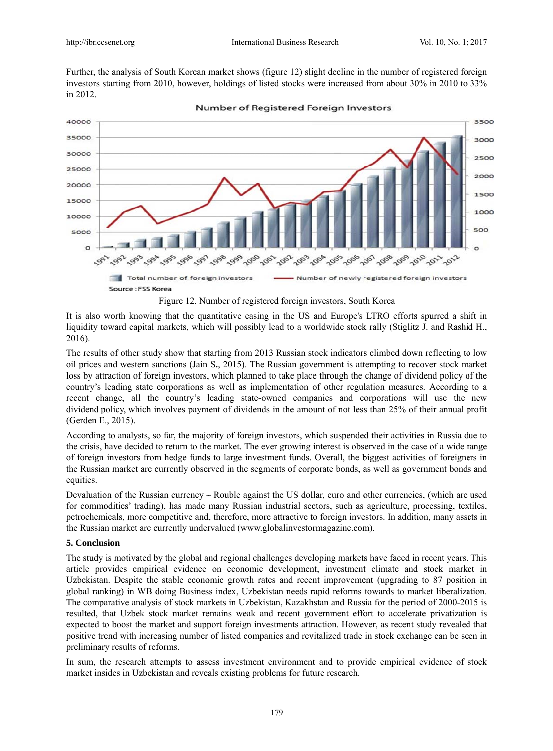Further, the analysis of South Korean market shows (figure 12) slight decline in the number of registered foreign investors starting from 2010, however, holdings of listed stocks were increased from about 30% in 2010 to 33% in 2012.

Figure 12. Number of registered foreign investors, South Korea

It is also worth knowing that the quantitative easing in the US and Europe's LTRO efforts spurred a shift in liquidity toward capital markets, which will possibly lead to a worldwide stock rally (Stiglitz J. and Rashid H., 2016).

The results of other study show that starting from 2013 Russian stock indicators climbed down reflecting to low oil prices and western sanctions (Jain S., 2015). The Russian government is attempting to recover stock market loss by attraction of foreign investors, which planned to take place through the change of dividend policy of the country's leading state corporations as well as implementation of other regulation measures. According to a recent change, all the country's leading state-owned companies and corporations will use the new dividend policy, which involves payment of dividends in the amount of not less than 25% of their annual profit (Gerden E., 2015).

According to analysts, so far, the majority of foreign investors, which suspended their activities in Russia due to the crisis, have decided to return to the market. The ever growing interest is observed in the case of a wide range of foreign investors from hedge funds to large investment funds. Overall, the biggest activities of foreigners in the Russian market are currently observed in the segments of corporate bonds, as well as government bonds and equities.

Devaluation of the Russian currency – Rouble against the US dollar, euro and other currencies, (which are used for commodities' trading), has made many Russian industrial sectors, such as agriculture, processing, textiles, petrochemicals, more competitive and, therefore, more attractive to foreign investors. In addition, many assets in the Russian market are currently undervalued (www.globalinvestormagazine.com).

## 5. Conclusion

The study is motivated by the global and regional challenges developing markets have faced in recent years. This article provides empirical evidence on economic development, investment climate and stock market in Uzbekistan. Despite the stable economic growth rates and recent improvement (upgrading to 87 position in global ranking) in WB doing Business index, Uzbekistan needs rapid reforms towards to market liberalization. The comparative analysis of stock markets in Uzbekistan, Kazakhstan and Russia for the period of 2000-2015 is resulted, that Uzbek stock market remains weak and recent government effort to accelerate privatization is expected to boost the market and support foreign investments attraction. However, as recent study revealed that positive trend with increasing number of listed companies and revitalized trade in stock exchange can be seen in preliminary results of reforms.

In sum, the research attempts to assess investment environment and to provide empirical evidence of stock market insides in Uzbekistan and reveals existing problems for future research.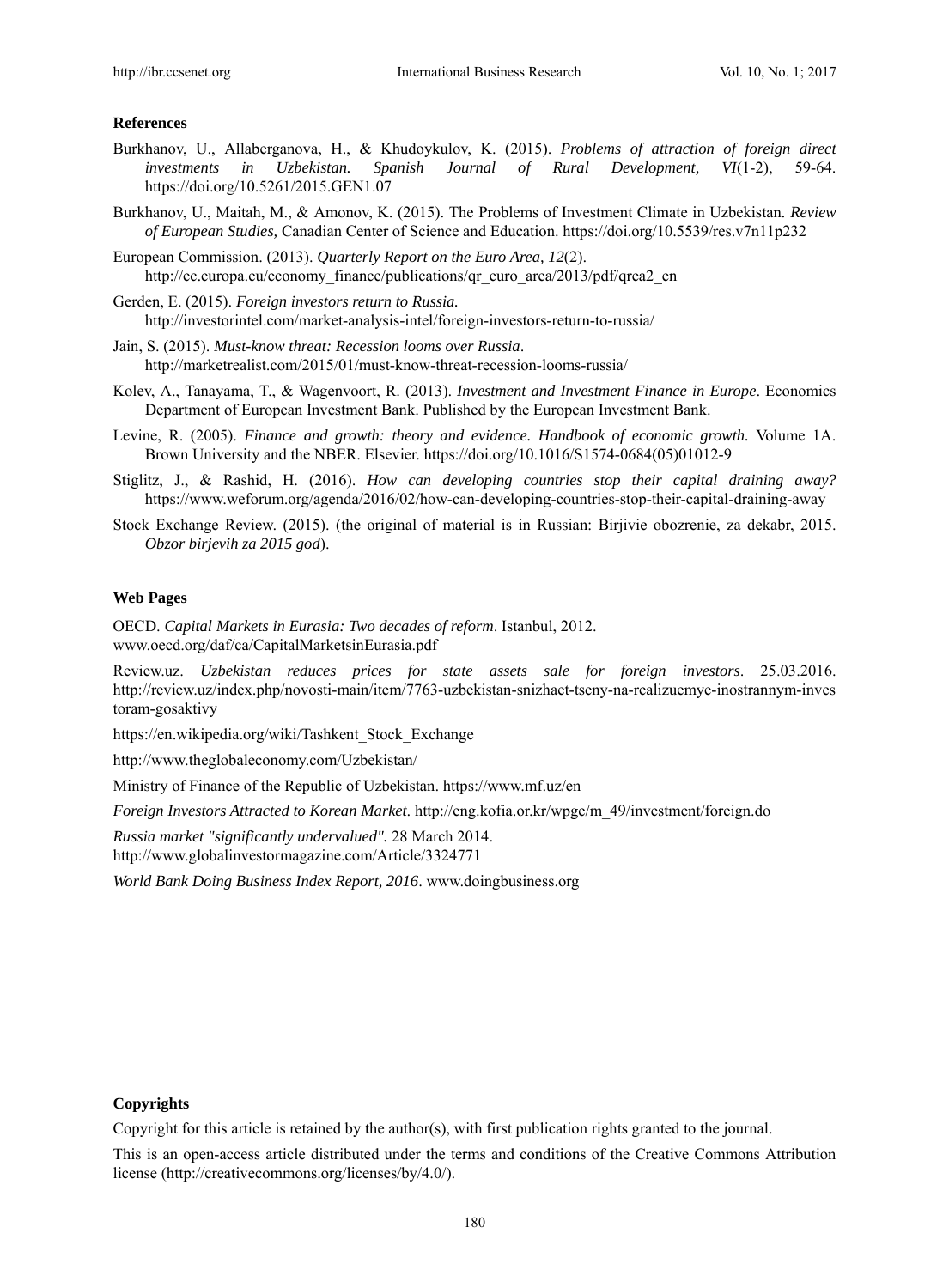## References

Burkhanov, U., Allaberganova, H., & Khudoykulov, K. (2015). *Problems of attraction of foreign direct investments in Uzbekistan. Spanish Journal of Rural Development, VI*(1-2), 59-64. https://doi.org/10.5261/2015.GEN1.07

Burkhanov, U., Maitah, M., & Amonov, K. (2015). The Problems of Investment Climate in Uzbekistan. *Review of European Studies,* Canadian Center of Science and Education. https://doi.org/10.5539/res.v7n11p232

European Commission. (2013). *Quarterly Report on the Euro Area, 12*(2). http://ec.europa.eu/economy_finance/publications/qr_euro_area/2013/pdf/qrea2_en

Gerden, E. (2015). *Foreign investors return to Russia.* http://investorintel.com/market-analysis-intel/foreign-investors-return-to-russia/

Jain, S. (2015). *Must-know threat: Recession looms over Russia*. http://marketrealist.com/2015/01/must-know-threat-recession-looms-russia/

Kolev, A., Tanayama, T., & Wagenvoort, R. (2013). *Investment and Investment Finance in Europe*. Economics Department of European Investment Bank. Published by the European Investment Bank.

Levine, R. (2005). *Finance and growth: theory and evidence. Handbook of economic growth.* Volume 1A. Brown University and the NBER. Elsevier. https://doi.org/10.1016/S1574-0684(05)01012-9

Stiglitz, J., & Rashid, H. (2016). *How can developing countries stop their capital draining away?* https://www.weforum.org/agenda/2016/02/how-can-developing-countries-stop-their-capital-draining-away

Stock Exchange Review. (2015). (the original of material is in Russian: Birjivie obozrenie, za dekabr, 2015. *Obzor birjevih za 2015 god*).

## Web Pages

OECD. *Capital Markets in Eurasia: Two decades of reform*. Istanbul, 2012. www.oecd.org/daf/ca/CapitalMarketsinEurasia.pdf

Review.uz. *Uzbekistan reduces prices for state assets sale for foreign investors*. 25.03.2016. http://review.uz/index.php/novosti-main/item/7763-uzbekistan-snizhaet-tseny-na-realizuemye-inostrannym-investoram-gosaktivy

https://en.wikipedia.org/wiki/Tashkent_Stock_Exchange

http://www.theglobaleconomy.com/Uzbekistan/

Ministry of Finance of the Republic of Uzbekistan. https://www.mf.uz/en

*Foreign Investors Attracted to Korean Market*. http://eng.kofia.or.kr/wpge/m_49/investment/foreign.do

*Russia market "significantly undervalued".* 28 March 2014. http://www.globalinvestormagazine.com/Article/3324771

*World Bank Doing Business Index Report, 2016*. www.doingbusiness.org

## Copyrights

Copyright for this article is retained by the author(s), with first publication rights granted to the journal.

This is an open-access article distributed under the terms and conditions of the Creative Commons Attribution license (http://creativecommons.org/licenses/by/4.0/).